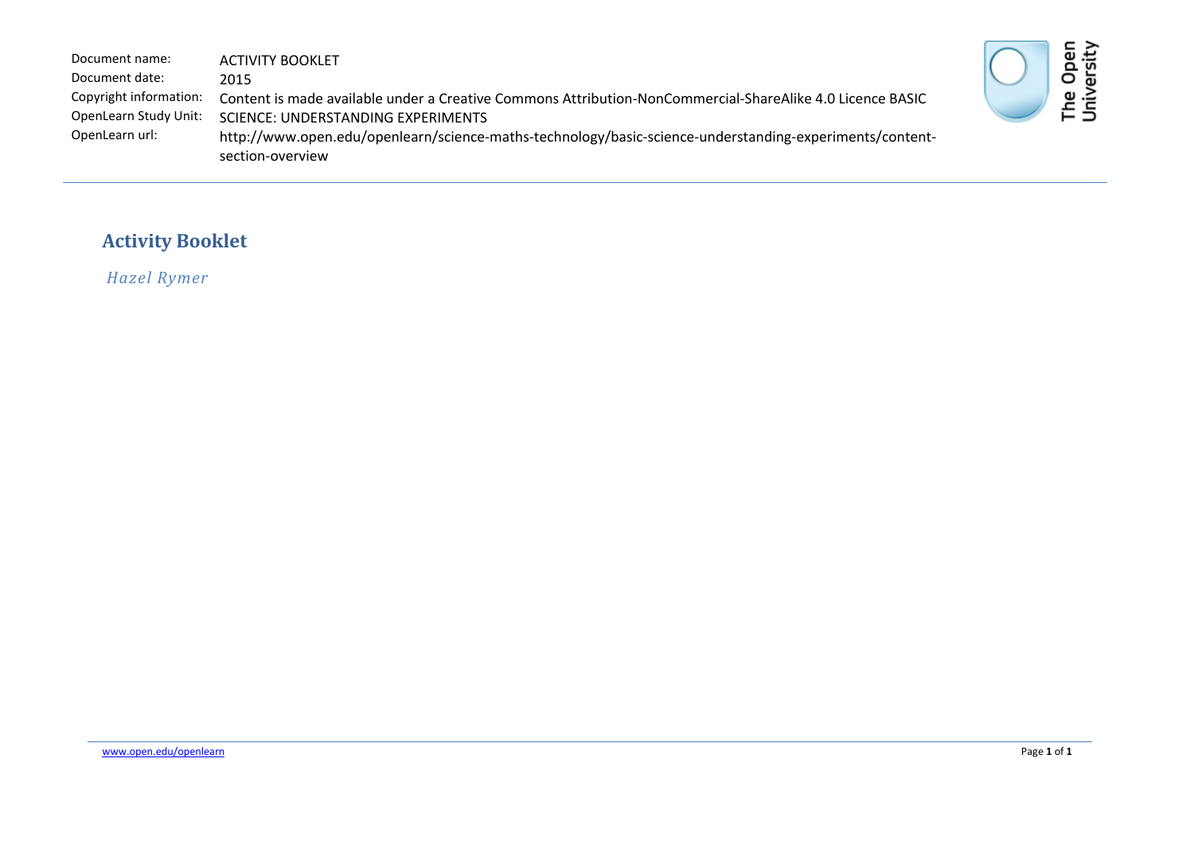| | |
|---|---|
| Document name: | ACTIVITY BOOKLET |
| Document date: | 2015 |
| Copyright information: | Content is made available under a Creative Commons Attribution-NonCommercial-ShareAlike 4.0 Licence BASIC |
| OpenLearn Study Unit: | SCIENCE: UNDERSTANDING EXPERIMENTS |
| OpenLearn url: | http://www.open.edu/openlearn/science-maths-technology/basic-science-understanding-experiments/content-section-overview |

# Activity Booklet

*Hazel Rymer*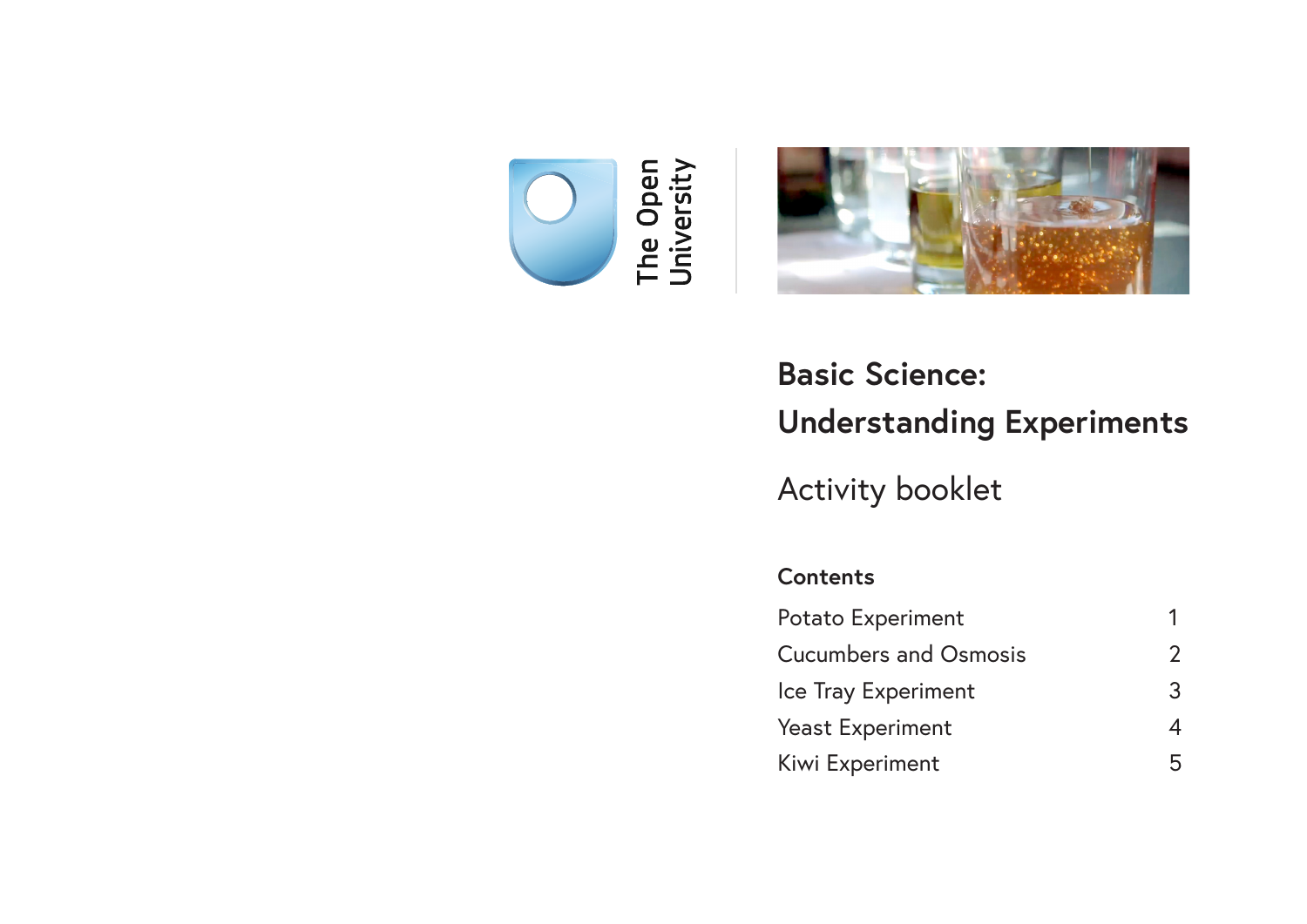The Open University

# Basic Science: Understanding Experiments

## Activity booklet

### Contents

| | |
|---|---|
| Potato Experiment | 1 |
| Cucumbers and Osmosis | 2 |
| Ice Tray Experiment | 3 |
| Yeast Experiment | 4 |
| Kiwi Experiment | 5 |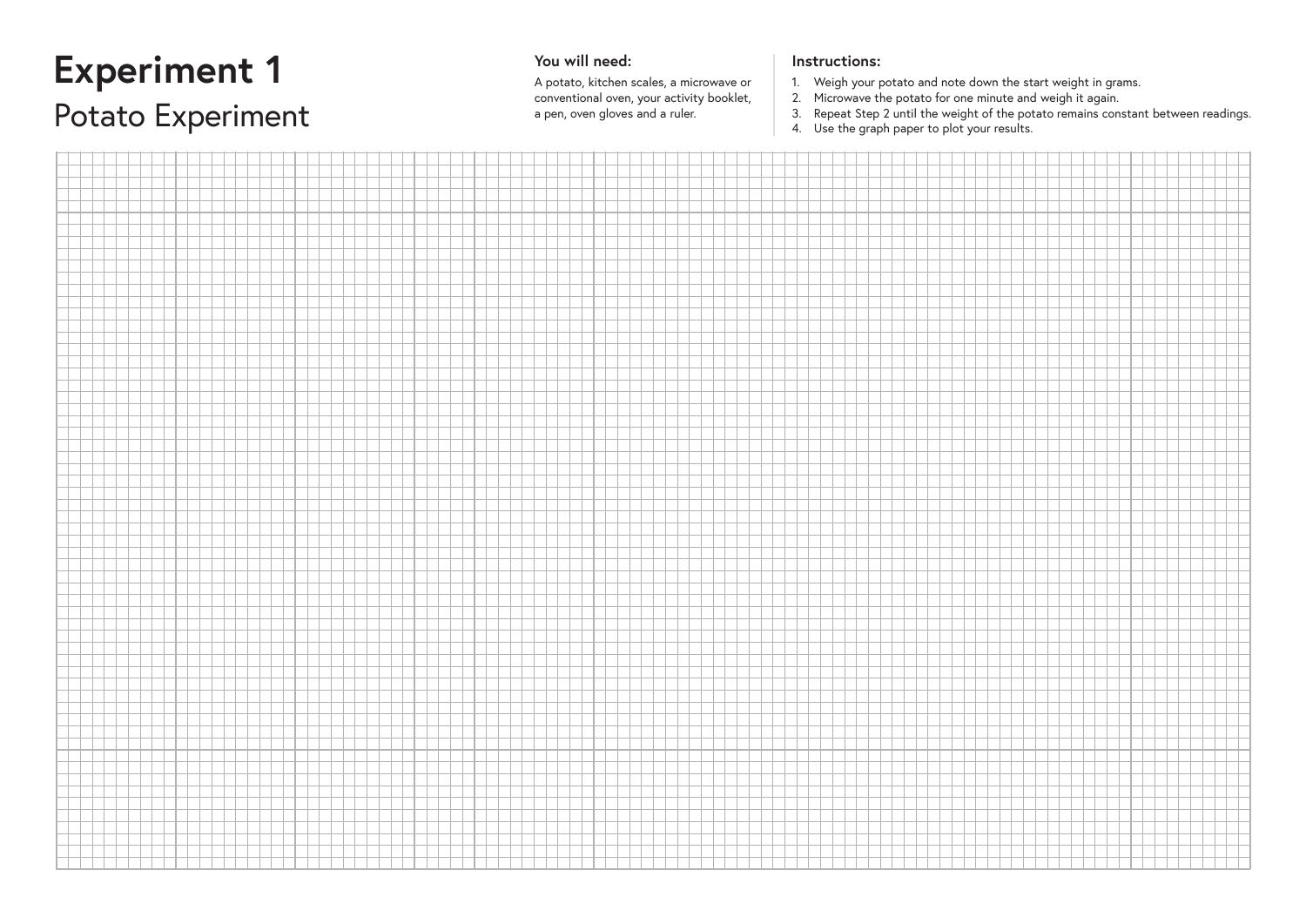# Experiment 1

## Potato Experiment

**You will need:**

A potato, kitchen scales, a microwave or conventional oven, your activity booklet, a pen, oven gloves and a ruler.

**Instructions:**

1. Weigh your potato and note down the start weight in grams.
2. Microwave the potato for one minute and weigh it again.
3. Repeat Step 2 until the weight of the potato remains constant between readings.
4. Use the graph paper to plot your results.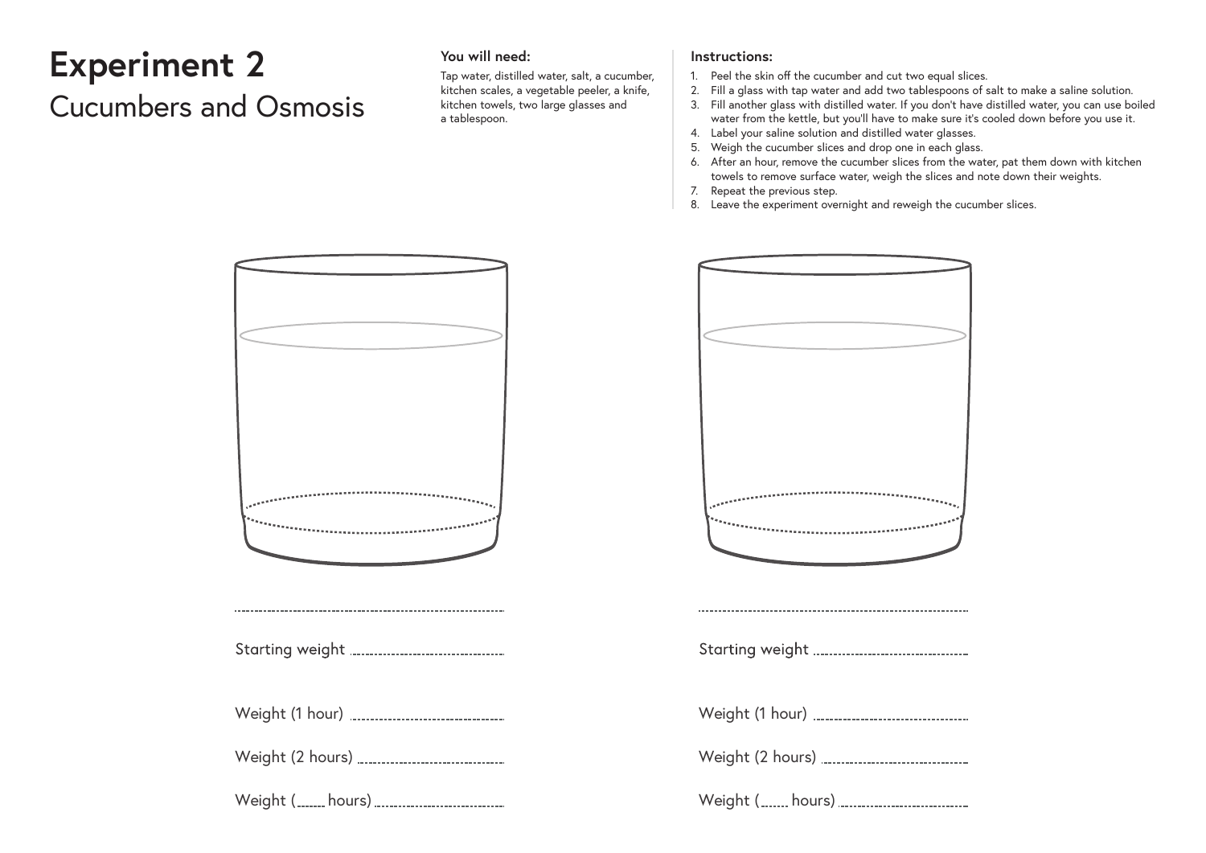# Experiment 2

## Cucumbers and Osmosis

**You will need:**

Tap water, distilled water, salt, a cucumber, kitchen scales, a vegetable peeler, a knife, kitchen towels, two large glasses and a tablespoon.

**Instructions:**

1. Peel the skin off the cucumber and cut two equal slices.
2. Fill a glass with tap water and add two tablespoons of salt to make a saline solution.
3. Fill another glass with distilled water. If you don't have distilled water, you can use boiled water from the kettle, but you'll have to make sure it's cooled down before you use it.
4. Label your saline solution and distilled water glasses.
5. Weigh the cucumber slices and drop one in each glass.
6. After an hour, remove the cucumber slices from the water, pat them down with kitchen towels to remove surface water, weigh the slices and note down their weights.
7. Repeat the previous step.
8. Leave the experiment overnight and reweigh the cucumber slices.

..................................................

Starting weight ..................................

Weight (1 hour) ..................................

Weight (2 hours) ..................................

Weight (...... hours) ..................................

..................................................

Starting weight ..................................

Weight (1 hour) ..................................

Weight (2 hours) ..................................

Weight (...... hours) ..................................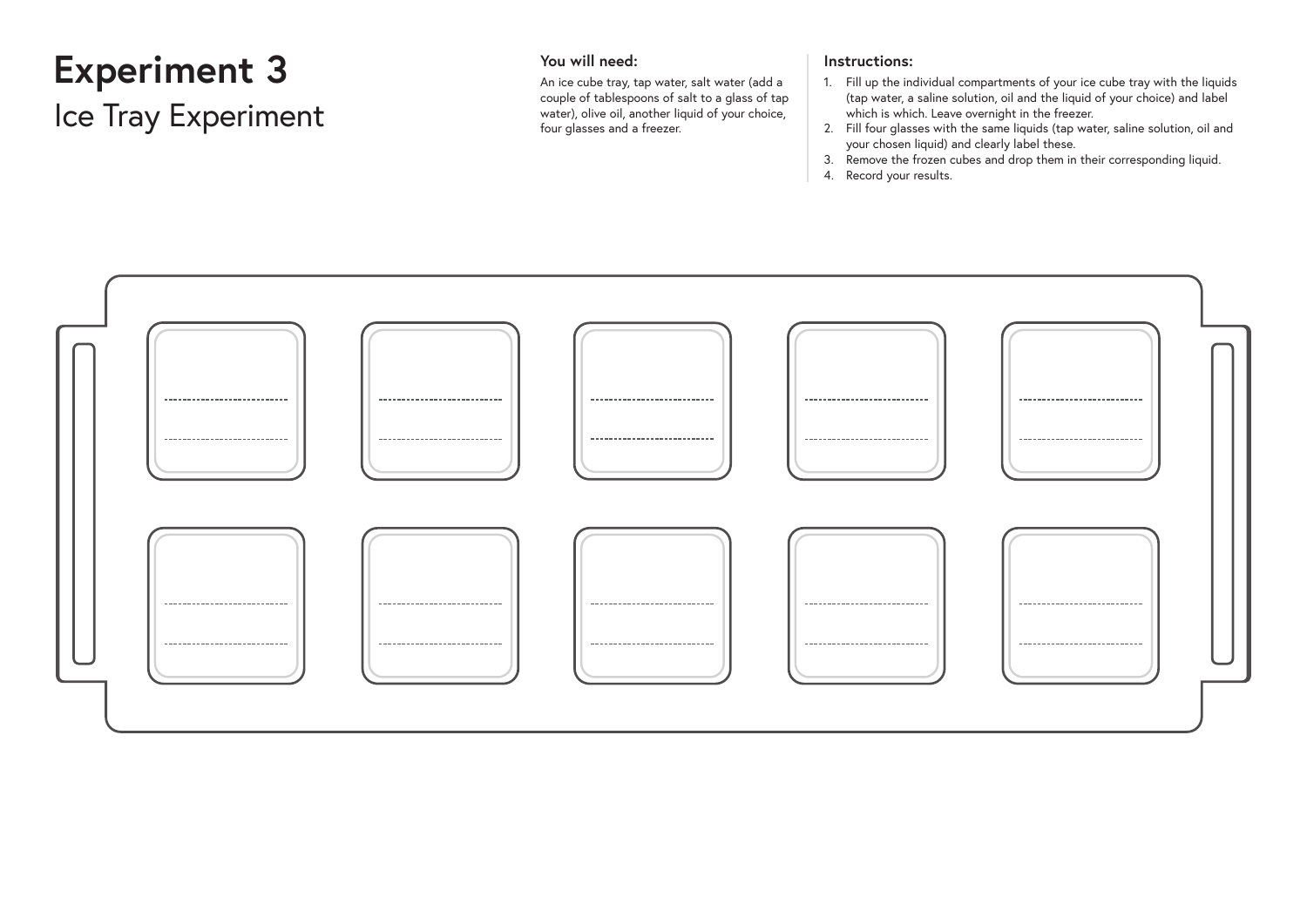# Experiment 3

## Ice Tray Experiment

### You will need:

An ice cube tray, tap water, salt water (add a couple of tablespoons of salt to a glass of tap water), olive oil, another liquid of your choice, four glasses and a freezer.

### Instructions:

1. Fill up the individual compartments of your ice cube tray with the liquids (tap water, a saline solution, oil and the liquid of your choice) and label which is which. Leave overnight in the freezer.
2. Fill four glasses with the same liquids (tap water, saline solution, oil and your chosen liquid) and clearly label these.
3. Remove the frozen cubes and drop them in their corresponding liquid.
4. Record your results.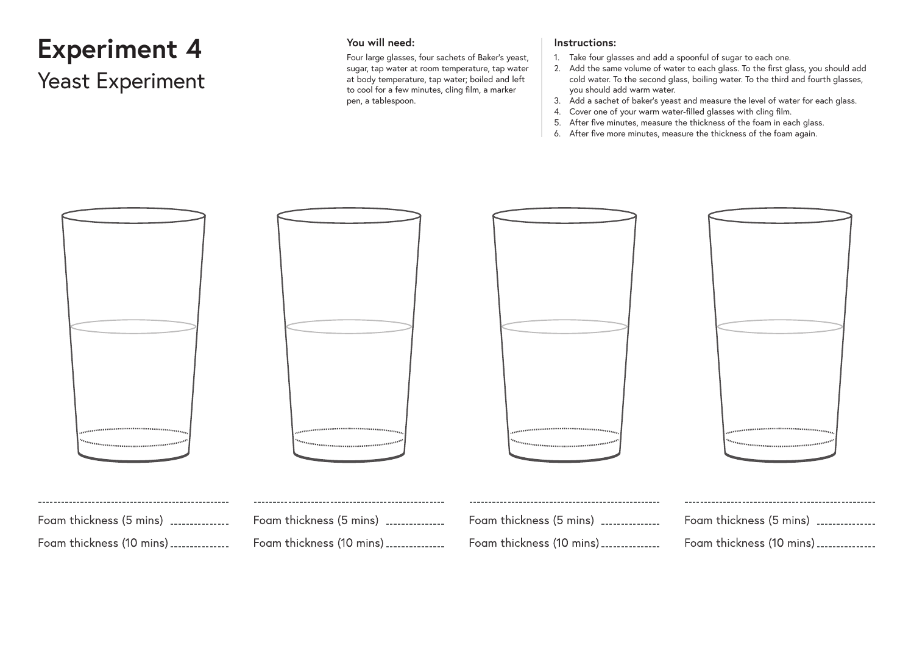# Experiment 4

## Yeast Experiment

**You will need:**

Four large glasses, four sachets of Baker's yeast, sugar, tap water at room temperature, tap water at body temperature, tap water; boiled and left to cool for a few minutes, cling film, a marker pen, a tablespoon.

**Instructions:**

1. Take four glasses and add a spoonful of sugar to each one.
2. Add the same volume of water to each glass. To the first glass, you should add cold water. To the second glass, boiling water. To the third and fourth glasses, you should add warm water.
3. Add a sachet of baker's yeast and measure the level of water for each glass.
4. Cover one of your warm water-filled glasses with cling film.
5. After five minutes, measure the thickness of the foam in each glass.
6. After five more minutes, measure the thickness of the foam again.

---

Foam thickness (5 mins) ______________

Foam thickness (10 mins) ______________

---

Foam thickness (5 mins) ______________

Foam thickness (10 mins) ______________

---

Foam thickness (5 mins) ______________

Foam thickness (10 mins) ______________

---

Foam thickness (5 mins) ______________

Foam thickness (10 mins) ______________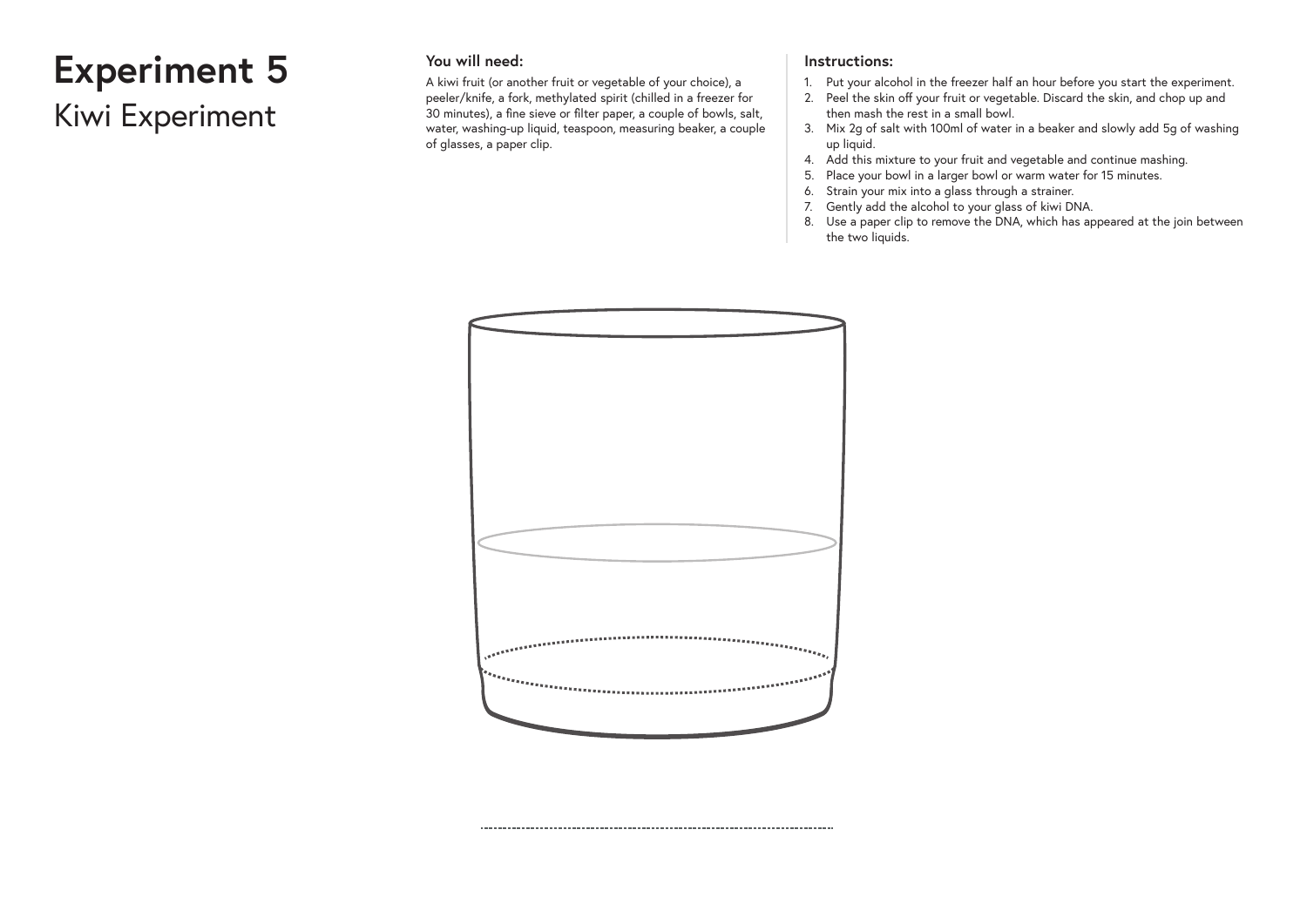# Experiment 5

## Kiwi Experiment

### You will need:

A kiwi fruit (or another fruit or vegetable of your choice), a peeler/knife, a fork, methylated spirit (chilled in a freezer for 30 minutes), a fine sieve or filter paper, a couple of bowls, salt, water, washing-up liquid, teaspoon, measuring beaker, a couple of glasses, a paper clip.

### Instructions:

1. Put your alcohol in the freezer half an hour before you start the experiment.
2. Peel the skin off your fruit or vegetable. Discard the skin, and chop up and then mash the rest in a small bowl.
3. Mix 2g of salt with 100ml of water in a beaker and slowly add 5g of washing up liquid.
4. Add this mixture to your fruit and vegetable and continue mashing.
5. Place your bowl in a larger bowl or warm water for 15 minutes.
6. Strain your mix into a glass through a strainer.
7. Gently add the alcohol to your glass of kiwi DNA.
8. Use a paper clip to remove the DNA, which has appeared at the join between the two liquids.